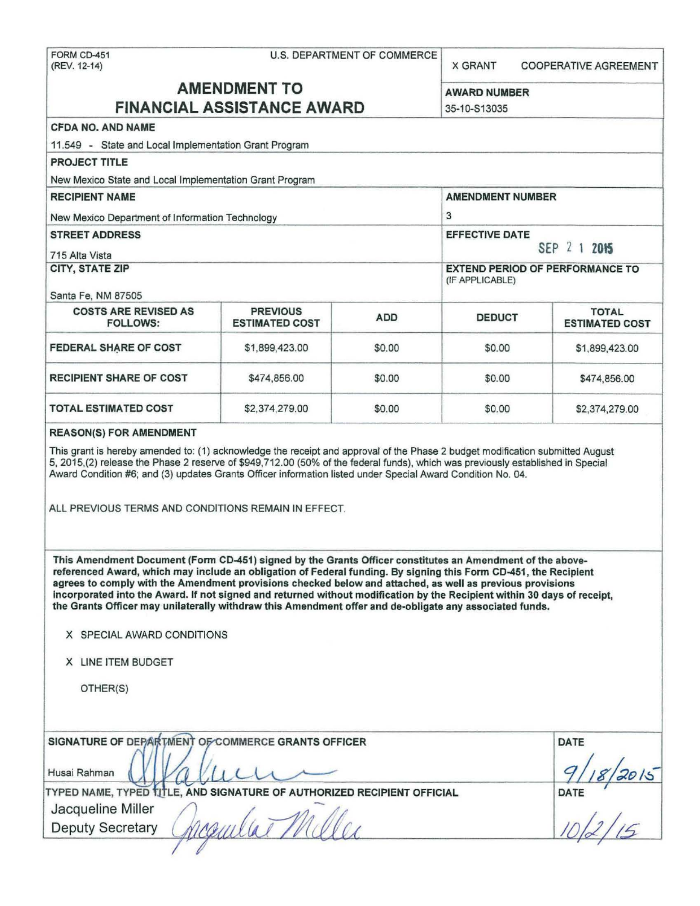FORM CD-451
(REV. 12-14)

U.S. DEPARTMENT OF COMMERCE

X GRANT    COOPERATIVE AGREEMENT

# AMENDMENT TO FINANCIAL ASSISTANCE AWARD

**AWARD NUMBER**
35-10-S13035

**CFDA NO. AND NAME**
11.549 - State and Local Implementation Grant Program

**PROJECT TITLE**
New Mexico State and Local Implementation Grant Program

**RECIPIENT NAME**
New Mexico Department of Information Technology

**AMENDMENT NUMBER**
3

**STREET ADDRESS**
715 Alta Vista

**EFFECTIVE DATE**
SEP 2 1 2015

**CITY, STATE ZIP**
Santa Fe, NM 87505

**EXTEND PERIOD OF PERFORMANCE TO** (IF APPLICABLE)

| COSTS ARE REVISED AS FOLLOWS: | PREVIOUS ESTIMATED COST | ADD | DEDUCT | TOTAL ESTIMATED COST |
|---|---|---|---|---|
| FEDERAL SHARE OF COST | $1,899,423.00 | $0.00 | $0.00 | $1,899,423.00 |
| RECIPIENT SHARE OF COST | $474,856.00 | $0.00 | $0.00 | $474,856.00 |
| TOTAL ESTIMATED COST | $2,374,279.00 | $0.00 | $0.00 | $2,374,279.00 |

**REASON(S) FOR AMENDMENT**

This grant is hereby amended to: (1) acknowledge the receipt and approval of the Phase 2 budget modification submitted August 5, 2015,(2) release the Phase 2 reserve of $949,712.00 (50% of the federal funds), which was previously established in Special Award Condition #6; and (3) updates Grants Officer information listed under Special Award Condition No. 04.

ALL PREVIOUS TERMS AND CONDITIONS REMAIN IN EFFECT.

**This Amendment Document (Form CD-451) signed by the Grants Officer constitutes an Amendment of the above-referenced Award, which may include an obligation of Federal funding. By signing this Form CD-451, the Recipient agrees to comply with the Amendment provisions checked below and attached, as well as previous provisions incorporated into the Award. If not signed and returned without modification by the Recipient within 30 days of receipt, the Grants Officer may unilaterally withdraw this Amendment offer and de-obligate any associated funds.**

X SPECIAL AWARD CONDITIONS

X LINE ITEM BUDGET

OTHER(S)

**SIGNATURE OF DEPARTMENT OF COMMERCE GRANTS OFFICER**
Husai Rahman

**DATE**
9/18/2015

**TYPED NAME, TYPED TITLE, AND SIGNATURE OF AUTHORIZED RECIPIENT OFFICIAL**
Jacqueline Miller
Deputy Secretary

**DATE**
10/2/15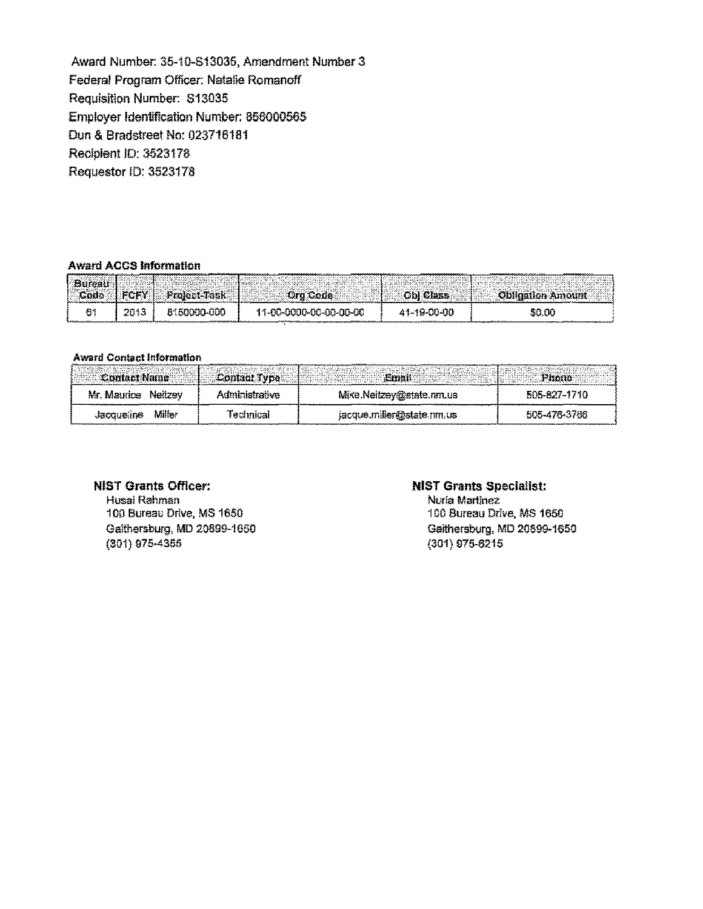Award Number: 35-10-S13035, Amendment Number 3
Federal Program Officer: Natalie Romanoff
Requisition Number: S13035
Employer Identification Number: 856000565
Dun & Bradstreet No: 023716181
Recipient ID: 3523178
Requestor ID: 3523178

**Award ACCS Information**

| Bureau Code | FCFY | Project-Task | Org Code | Obj Class | Obligation Amount |
|---|---|---|---|---|---|
| 61 | 2013 | 8150000-000 | 11-00-0000-00-00-00-00 | 41-19-00-00 | $0.00 |

**Award Contact Information**

| Contact Name | Contact Type | Email | Phone |
|---|---|---|---|
| Mr. Maurice Neitzey | Administrative | Mike.Neitzey@state.nm.us | 505-827-1710 |
| Jacqueline Miller | Technical | jacque.miller@state.nm.us | 505-476-3766 |

**NIST Grants Officer:**
Husai Rahman
100 Bureau Drive, MS 1650
Gaithersburg, MD 20899-1650
(301) 975-4355

**NIST Grants Specialist:**
Nuria Martinez
100 Bureau Drive, MS 1650
Gaithersburg, MD 20899-1650
(301) 975-6215